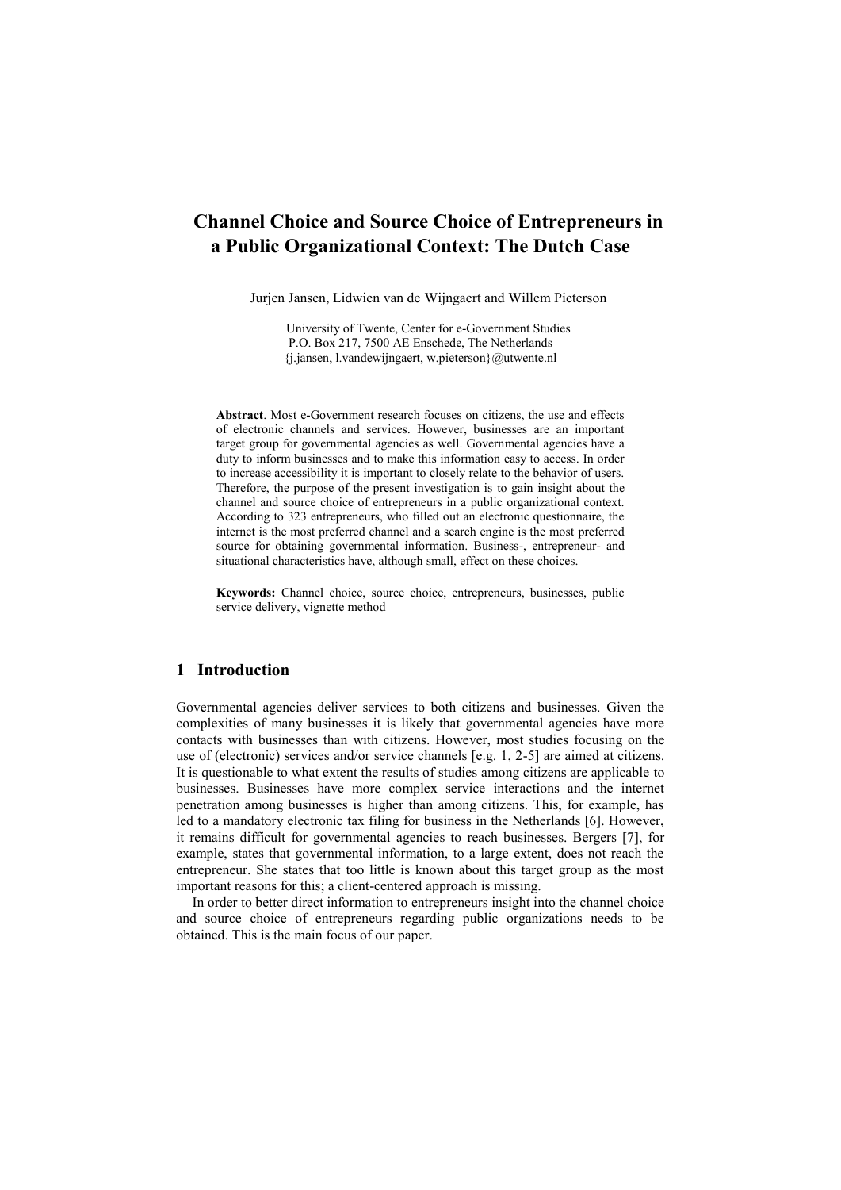# Channel Choice and Source Choice of Entrepreneurs in a Public Organizational Context: The Dutch Case

Jurjen Jansen, Lidwien van de Wijngaert and Willem Pieterson

University of Twente, Center for e-Government Studies
P.O. Box 217, 7500 AE Enschede, The Netherlands
{j.jansen, l.vandewijngaert, w.pieterson}@utwente.nl

**Abstract**. Most e-Government research focuses on citizens, the use and effects of electronic channels and services. However, businesses are an important target group for governmental agencies as well. Governmental agencies have a duty to inform businesses and to make this information easy to access. In order to increase accessibility it is important to closely relate to the behavior of users. Therefore, the purpose of the present investigation is to gain insight about the channel and source choice of entrepreneurs in a public organizational context. According to 323 entrepreneurs, who filled out an electronic questionnaire, the internet is the most preferred channel and a search engine is the most preferred source for obtaining governmental information. Business-, entrepreneur- and situational characteristics have, although small, effect on these choices.

**Keywords:** Channel choice, source choice, entrepreneurs, businesses, public service delivery, vignette method

## 1 Introduction

Governmental agencies deliver services to both citizens and businesses. Given the complexities of many businesses it is likely that governmental agencies have more contacts with businesses than with citizens. However, most studies focusing on the use of (electronic) services and/or service channels [e.g. 1, 2-5] are aimed at citizens. It is questionable to what extent the results of studies among citizens are applicable to businesses. Businesses have more complex service interactions and the internet penetration among businesses is higher than among citizens. This, for example, has led to a mandatory electronic tax filing for business in the Netherlands [6]. However, it remains difficult for governmental agencies to reach businesses. Bergers [7], for example, states that governmental information, to a large extent, does not reach the entrepreneur. She states that too little is known about this target group as the most important reasons for this; a client-centered approach is missing.

In order to better direct information to entrepreneurs insight into the channel choice and source choice of entrepreneurs regarding public organizations needs to be obtained. This is the main focus of our paper.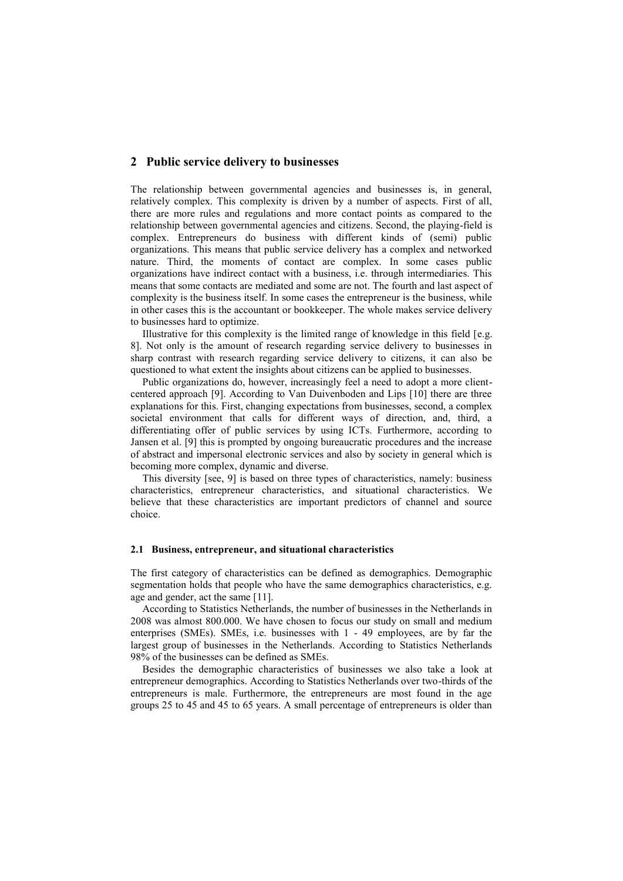## 2 Public service delivery to businesses

The relationship between governmental agencies and businesses is, in general, relatively complex. This complexity is driven by a number of aspects. First of all, there are more rules and regulations and more contact points as compared to the relationship between governmental agencies and citizens. Second, the playing-field is complex. Entrepreneurs do business with different kinds of (semi) public organizations. This means that public service delivery has a complex and networked nature. Third, the moments of contact are complex. In some cases public organizations have indirect contact with a business, i.e. through intermediaries. This means that some contacts are mediated and some are not. The fourth and last aspect of complexity is the business itself. In some cases the entrepreneur is the business, while in other cases this is the accountant or bookkeeper. The whole makes service delivery to businesses hard to optimize.

Illustrative for this complexity is the limited range of knowledge in this field [e.g. 8]. Not only is the amount of research regarding service delivery to businesses in sharp contrast with research regarding service delivery to citizens, it can also be questioned to what extent the insights about citizens can be applied to businesses.

Public organizations do, however, increasingly feel a need to adopt a more client-centered approach [9]. According to Van Duivenboden and Lips [10] there are three explanations for this. First, changing expectations from businesses, second, a complex societal environment that calls for different ways of direction, and, third, a differentiating offer of public services by using ICTs. Furthermore, according to Jansen et al. [9] this is prompted by ongoing bureaucratic procedures and the increase of abstract and impersonal electronic services and also by society in general which is becoming more complex, dynamic and diverse.

This diversity [see, 9] is based on three types of characteristics, namely: business characteristics, entrepreneur characteristics, and situational characteristics. We believe that these characteristics are important predictors of channel and source choice.

### 2.1 Business, entrepreneur, and situational characteristics

The first category of characteristics can be defined as demographics. Demographic segmentation holds that people who have the same demographics characteristics, e.g. age and gender, act the same [11].

According to Statistics Netherlands, the number of businesses in the Netherlands in 2008 was almost 800.000. We have chosen to focus our study on small and medium enterprises (SMEs). SMEs, i.e. businesses with 1 - 49 employees, are by far the largest group of businesses in the Netherlands. According to Statistics Netherlands 98% of the businesses can be defined as SMEs.

Besides the demographic characteristics of businesses we also take a look at entrepreneur demographics. According to Statistics Netherlands over two-thirds of the entrepreneurs is male. Furthermore, the entrepreneurs are most found in the age groups 25 to 45 and 45 to 65 years. A small percentage of entrepreneurs is older than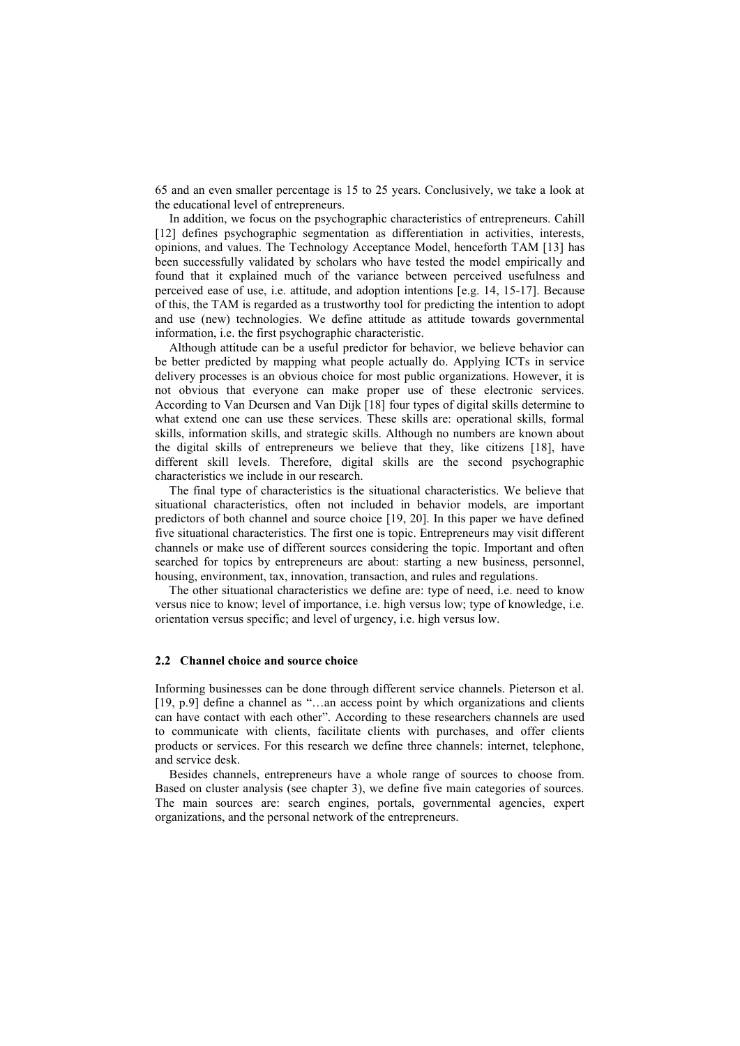65 and an even smaller percentage is 15 to 25 years. Conclusively, we take a look at the educational level of entrepreneurs.

In addition, we focus on the psychographic characteristics of entrepreneurs. Cahill [12] defines psychographic segmentation as differentiation in activities, interests, opinions, and values. The Technology Acceptance Model, henceforth TAM [13] has been successfully validated by scholars who have tested the model empirically and found that it explained much of the variance between perceived usefulness and perceived ease of use, i.e. attitude, and adoption intentions [e.g. 14, 15-17]. Because of this, the TAM is regarded as a trustworthy tool for predicting the intention to adopt and use (new) technologies. We define attitude as attitude towards governmental information, i.e. the first psychographic characteristic.

Although attitude can be a useful predictor for behavior, we believe behavior can be better predicted by mapping what people actually do. Applying ICTs in service delivery processes is an obvious choice for most public organizations. However, it is not obvious that everyone can make proper use of these electronic services. According to Van Deursen and Van Dijk [18] four types of digital skills determine to what extend one can use these services. These skills are: operational skills, formal skills, information skills, and strategic skills. Although no numbers are known about the digital skills of entrepreneurs we believe that they, like citizens [18], have different skill levels. Therefore, digital skills are the second psychographic characteristics we include in our research.

The final type of characteristics is the situational characteristics. We believe that situational characteristics, often not included in behavior models, are important predictors of both channel and source choice [19, 20]. In this paper we have defined five situational characteristics. The first one is topic. Entrepreneurs may visit different channels or make use of different sources considering the topic. Important and often searched for topics by entrepreneurs are about: starting a new business, personnel, housing, environment, tax, innovation, transaction, and rules and regulations.

The other situational characteristics we define are: type of need, i.e. need to know versus nice to know; level of importance, i.e. high versus low; type of knowledge, i.e. orientation versus specific; and level of urgency, i.e. high versus low.

### 2.2 Channel choice and source choice

Informing businesses can be done through different service channels. Pieterson et al. [19, p.9] define a channel as "…an access point by which organizations and clients can have contact with each other". According to these researchers channels are used to communicate with clients, facilitate clients with purchases, and offer clients products or services. For this research we define three channels: internet, telephone, and service desk.

Besides channels, entrepreneurs have a whole range of sources to choose from. Based on cluster analysis (see chapter 3), we define five main categories of sources. The main sources are: search engines, portals, governmental agencies, expert organizations, and the personal network of the entrepreneurs.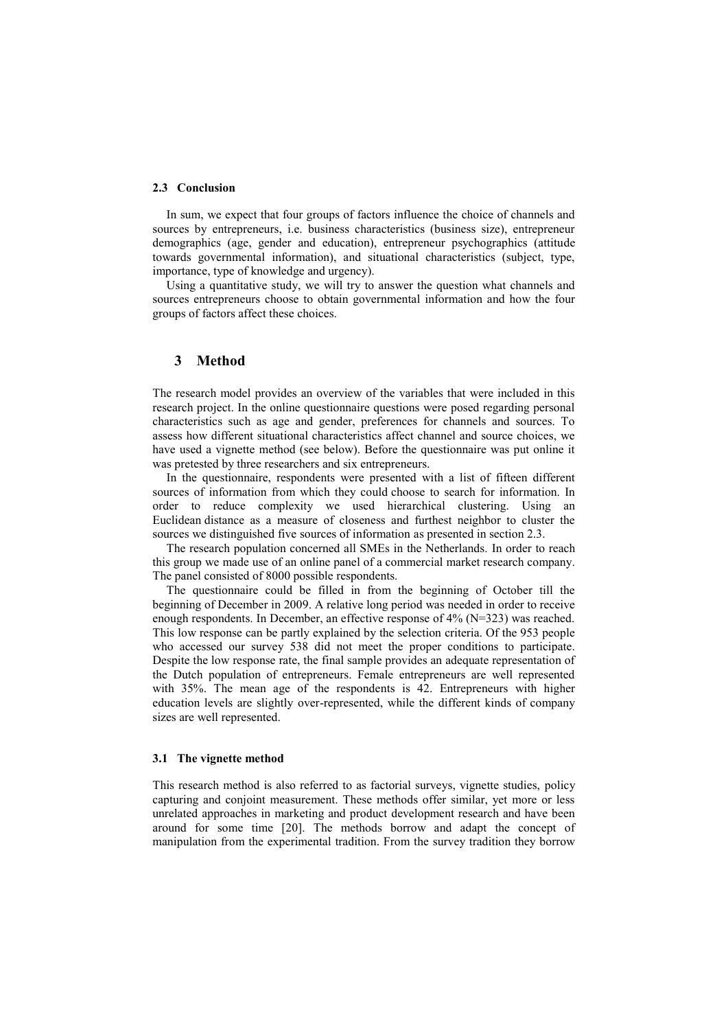### 2.3 Conclusion

In sum, we expect that four groups of factors influence the choice of channels and sources by entrepreneurs, i.e. business characteristics (business size), entrepreneur demographics (age, gender and education), entrepreneur psychographics (attitude towards governmental information), and situational characteristics (subject, type, importance, type of knowledge and urgency).

Using a quantitative study, we will try to answer the question what channels and sources entrepreneurs choose to obtain governmental information and how the four groups of factors affect these choices.

## 3 Method

The research model provides an overview of the variables that were included in this research project. In the online questionnaire questions were posed regarding personal characteristics such as age and gender, preferences for channels and sources. To assess how different situational characteristics affect channel and source choices, we have used a vignette method (see below). Before the questionnaire was put online it was pretested by three researchers and six entrepreneurs.

In the questionnaire, respondents were presented with a list of fifteen different sources of information from which they could choose to search for information. In order to reduce complexity we used hierarchical clustering. Using an Euclidean distance as a measure of closeness and furthest neighbor to cluster the sources we distinguished five sources of information as presented in section 2.3.

The research population concerned all SMEs in the Netherlands. In order to reach this group we made use of an online panel of a commercial market research company. The panel consisted of 8000 possible respondents.

The questionnaire could be filled in from the beginning of October till the beginning of December in 2009. A relative long period was needed in order to receive enough respondents. In December, an effective response of 4% (N=323) was reached. This low response can be partly explained by the selection criteria. Of the 953 people who accessed our survey 538 did not meet the proper conditions to participate. Despite the low response rate, the final sample provides an adequate representation of the Dutch population of entrepreneurs. Female entrepreneurs are well represented with 35%. The mean age of the respondents is 42. Entrepreneurs with higher education levels are slightly over-represented, while the different kinds of company sizes are well represented.

### 3.1 The vignette method

This research method is also referred to as factorial surveys, vignette studies, policy capturing and conjoint measurement. These methods offer similar, yet more or less unrelated approaches in marketing and product development research and have been around for some time [20]. The methods borrow and adapt the concept of manipulation from the experimental tradition. From the survey tradition they borrow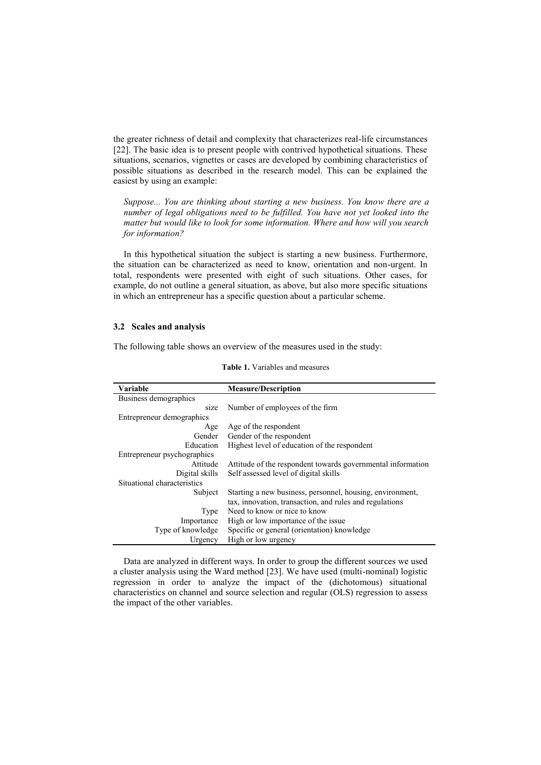the greater richness of detail and complexity that characterizes real-life circumstances [22]. The basic idea is to present people with contrived hypothetical situations. These situations, scenarios, vignettes or cases are developed by combining characteristics of possible situations as described in the research model. This can be explained the easiest by using an example:

*Suppose... You are thinking about starting a new business. You know there are a number of legal obligations need to be fulfilled. You have not yet looked into the matter but would like to look for some information. Where and how will you search for information?*

In this hypothetical situation the subject is starting a new business. Furthermore, the situation can be characterized as need to know, orientation and non-urgent. In total, respondents were presented with eight of such situations. Other cases, for example, do not outline a general situation, as above, but also more specific situations in which an entrepreneur has a specific question about a particular scheme.

### 3.2 Scales and analysis

The following table shows an overview of the measures used in the study:

**Table 1.** Variables and measures

| Variable | Measure/Description |
|---|---|
| Business demographics | |
| size | Number of employees of the firm |
| Entrepreneur demographics | |
| Age | Age of the respondent |
| Gender | Gender of the respondent |
| Education | Highest level of education of the respondent |
| Entrepreneur psychographics | |
| Attitude | Attitude of the respondent towards governmental information |
| Digital skills | Self assessed level of digital skills |
| Situational characteristics | |
| Subject | Starting a new business, personnel, housing, environment, tax, innovation, transaction, and rules and regulations |
| Type | Need to know or nice to know |
| Importance | High or low importance of the issue |
| Type of knowledge | Specific or general (orientation) knowledge |
| Urgency | High or low urgency |

Data are analyzed in different ways. In order to group the different sources we used a cluster analysis using the Ward method [23]. We have used (multi-nominal) logistic regression in order to analyze the impact of the (dichotomous) situational characteristics on channel and source selection and regular (OLS) regression to assess the impact of the other variables.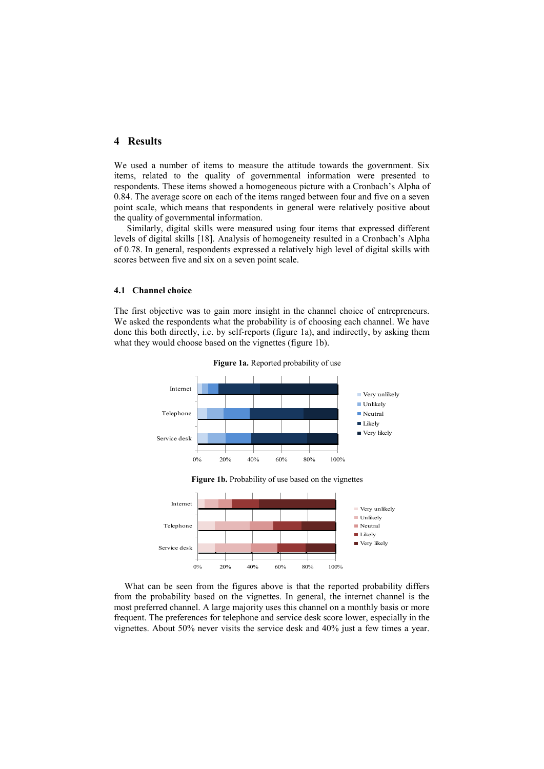## 4 Results

We used a number of items to measure the attitude towards the government. Six items, related to the quality of governmental information were presented to respondents. These items showed a homogeneous picture with a Cronbach's Alpha of 0.84. The average score on each of the items ranged between four and five on a seven point scale, which means that respondents in general were relatively positive about the quality of governmental information.

Similarly, digital skills were measured using four items that expressed different levels of digital skills [18]. Analysis of homogeneity resulted in a Cronbach's Alpha of 0.78. In general, respondents expressed a relatively high level of digital skills with scores between five and six on a seven point scale.

### 4.1 Channel choice

The first objective was to gain more insight in the channel choice of entrepreneurs. We asked the respondents what the probability is of choosing each channel. We have done this both directly, i.e. by self-reports (figure 1a), and indirectly, by asking them what they would choose based on the vignettes (figure 1b).

**Figure 1a.** Reported probability of use

**Figure 1b.** Probability of use based on the vignettes

What can be seen from the figures above is that the reported probability differs from the probability based on the vignettes. In general, the internet channel is the most preferred channel. A large majority uses this channel on a monthly basis or more frequent. The preferences for telephone and service desk score lower, especially in the vignettes. About 50% never visits the service desk and 40% just a few times a year.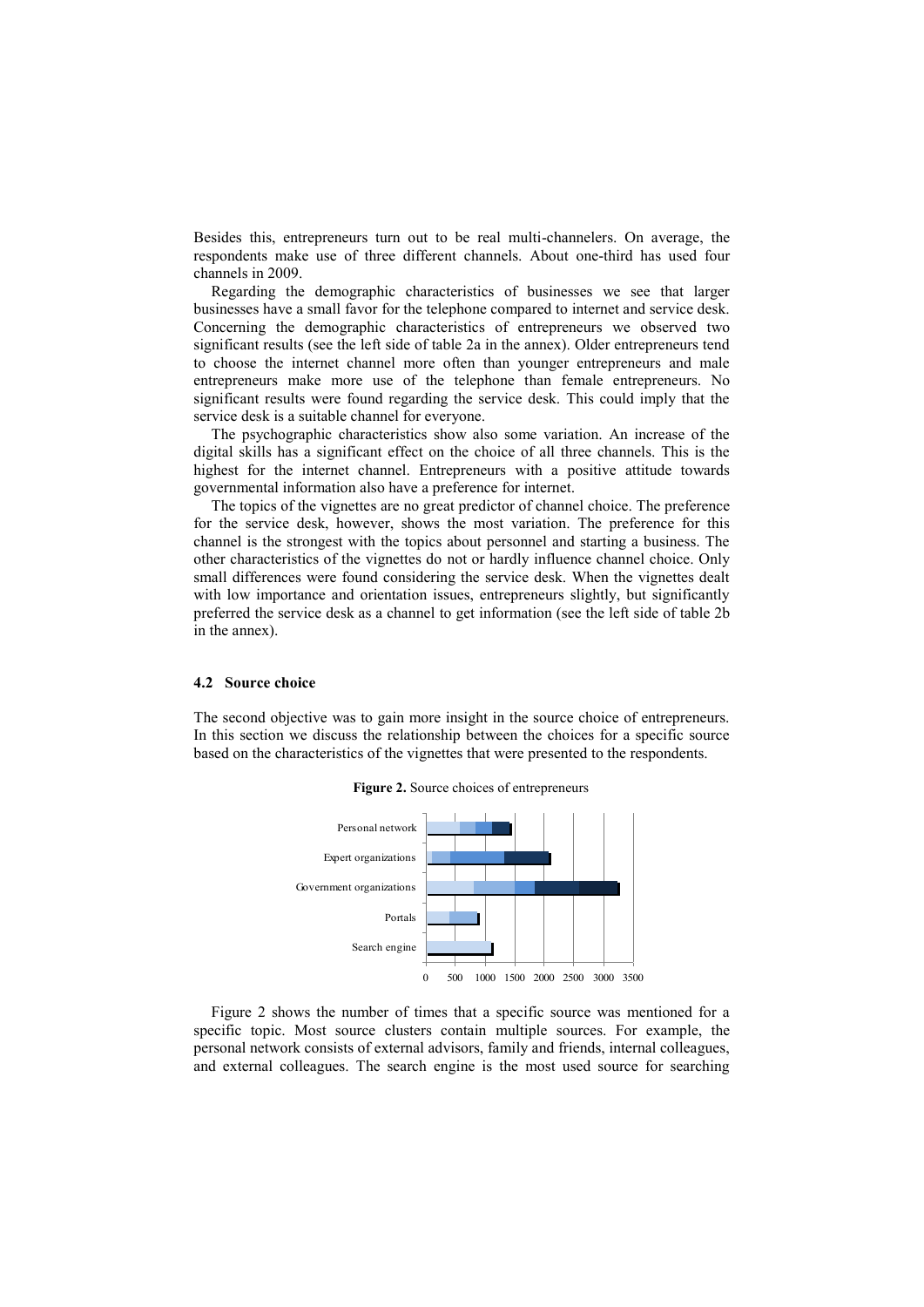Besides this, entrepreneurs turn out to be real multi-channelers. On average, the respondents make use of three different channels. About one-third has used four channels in 2009.

Regarding the demographic characteristics of businesses we see that larger businesses have a small favor for the telephone compared to internet and service desk. Concerning the demographic characteristics of entrepreneurs we observed two significant results (see the left side of table 2a in the annex). Older entrepreneurs tend to choose the internet channel more often than younger entrepreneurs and male entrepreneurs make more use of the telephone than female entrepreneurs. No significant results were found regarding the service desk. This could imply that the service desk is a suitable channel for everyone.

The psychographic characteristics show also some variation. An increase of the digital skills has a significant effect on the choice of all three channels. This is the highest for the internet channel. Entrepreneurs with a positive attitude towards governmental information also have a preference for internet.

The topics of the vignettes are no great predictor of channel choice. The preference for the service desk, however, shows the most variation. The preference for this channel is the strongest with the topics about personnel and starting a business. The other characteristics of the vignettes do not or hardly influence channel choice. Only small differences were found considering the service desk. When the vignettes dealt with low importance and orientation issues, entrepreneurs slightly, but significantly preferred the service desk as a channel to get information (see the left side of table 2b in the annex).

### 4.2 Source choice

The second objective was to gain more insight in the source choice of entrepreneurs. In this section we discuss the relationship between the choices for a specific source based on the characteristics of the vignettes that were presented to the respondents.

**Figure 2.** Source choices of entrepreneurs

Personal network
Expert organizations
Government organizations
Portals
Search engine

0 500 1000 1500 2000 2500 3000 3500

Figure 2 shows the number of times that a specific source was mentioned for a specific topic. Most source clusters contain multiple sources. For example, the personal network consists of external advisors, family and friends, internal colleagues, and external colleagues. The search engine is the most used source for searching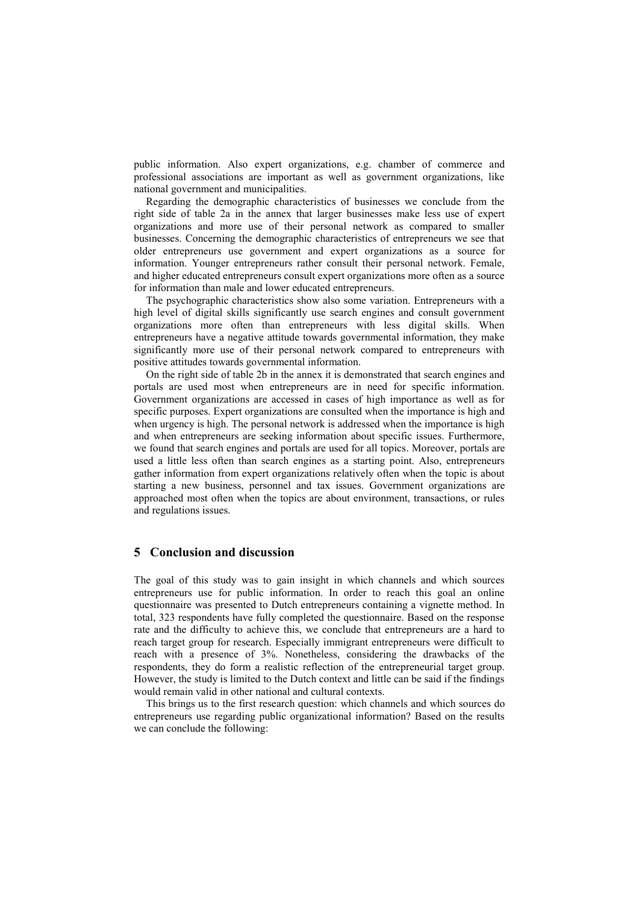public information. Also expert organizations, e.g. chamber of commerce and professional associations are important as well as government organizations, like national government and municipalities.

Regarding the demographic characteristics of businesses we conclude from the right side of table 2a in the annex that larger businesses make less use of expert organizations and more use of their personal network as compared to smaller businesses. Concerning the demographic characteristics of entrepreneurs we see that older entrepreneurs use government and expert organizations as a source for information. Younger entrepreneurs rather consult their personal network. Female, and higher educated entrepreneurs consult expert organizations more often as a source for information than male and lower educated entrepreneurs.

The psychographic characteristics show also some variation. Entrepreneurs with a high level of digital skills significantly use search engines and consult government organizations more often than entrepreneurs with less digital skills. When entrepreneurs have a negative attitude towards governmental information, they make significantly more use of their personal network compared to entrepreneurs with positive attitudes towards governmental information.

On the right side of table 2b in the annex it is demonstrated that search engines and portals are used most when entrepreneurs are in need for specific information. Government organizations are accessed in cases of high importance as well as for specific purposes. Expert organizations are consulted when the importance is high and when urgency is high. The personal network is addressed when the importance is high and when entrepreneurs are seeking information about specific issues. Furthermore, we found that search engines and portals are used for all topics. Moreover, portals are used a little less often than search engines as a starting point. Also, entrepreneurs gather information from expert organizations relatively often when the topic is about starting a new business, personnel and tax issues. Government organizations are approached most often when the topics are about environment, transactions, or rules and regulations issues.

## 5 Conclusion and discussion

The goal of this study was to gain insight in which channels and which sources entrepreneurs use for public information. In order to reach this goal an online questionnaire was presented to Dutch entrepreneurs containing a vignette method. In total, 323 respondents have fully completed the questionnaire. Based on the response rate and the difficulty to achieve this, we conclude that entrepreneurs are a hard to reach target group for research. Especially immigrant entrepreneurs were difficult to reach with a presence of 3%. Nonetheless, considering the drawbacks of the respondents, they do form a realistic reflection of the entrepreneurial target group. However, the study is limited to the Dutch context and little can be said if the findings would remain valid in other national and cultural contexts.

This brings us to the first research question: which channels and which sources do entrepreneurs use regarding public organizational information? Based on the results we can conclude the following: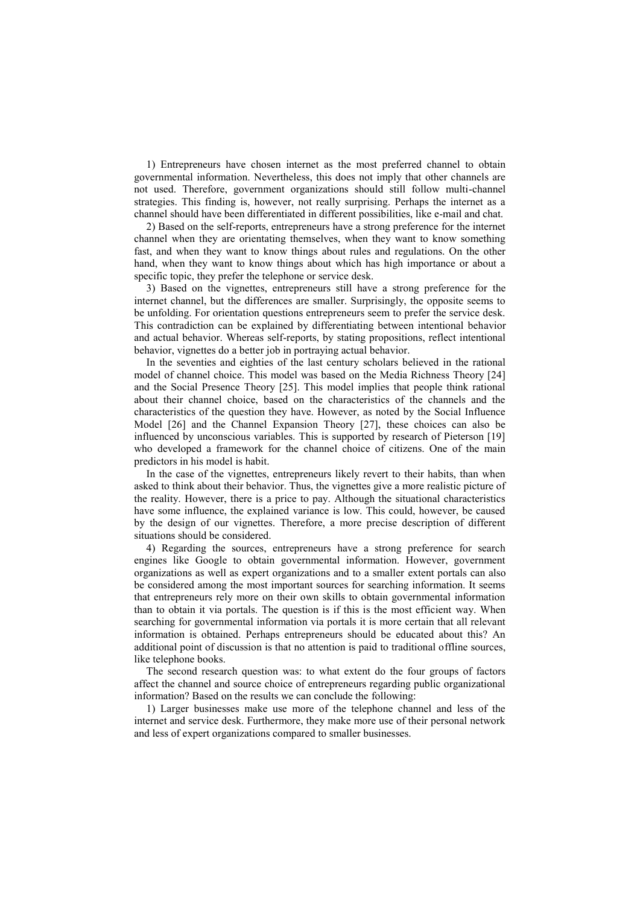1) Entrepreneurs have chosen internet as the most preferred channel to obtain governmental information. Nevertheless, this does not imply that other channels are not used. Therefore, government organizations should still follow multi-channel strategies. This finding is, however, not really surprising. Perhaps the internet as a channel should have been differentiated in different possibilities, like e-mail and chat.

2) Based on the self-reports, entrepreneurs have a strong preference for the internet channel when they are orientating themselves, when they want to know something fast, and when they want to know things about rules and regulations. On the other hand, when they want to know things about which has high importance or about a specific topic, they prefer the telephone or service desk.

3) Based on the vignettes, entrepreneurs still have a strong preference for the internet channel, but the differences are smaller. Surprisingly, the opposite seems to be unfolding. For orientation questions entrepreneurs seem to prefer the service desk. This contradiction can be explained by differentiating between intentional behavior and actual behavior. Whereas self-reports, by stating propositions, reflect intentional behavior, vignettes do a better job in portraying actual behavior.

In the seventies and eighties of the last century scholars believed in the rational model of channel choice. This model was based on the Media Richness Theory [24] and the Social Presence Theory [25]. This model implies that people think rational about their channel choice, based on the characteristics of the channels and the characteristics of the question they have. However, as noted by the Social Influence Model [26] and the Channel Expansion Theory [27], these choices can also be influenced by unconscious variables. This is supported by research of Pieterson [19] who developed a framework for the channel choice of citizens. One of the main predictors in his model is habit.

In the case of the vignettes, entrepreneurs likely revert to their habits, than when asked to think about their behavior. Thus, the vignettes give a more realistic picture of the reality. However, there is a price to pay. Although the situational characteristics have some influence, the explained variance is low. This could, however, be caused by the design of our vignettes. Therefore, a more precise description of different situations should be considered.

4) Regarding the sources, entrepreneurs have a strong preference for search engines like Google to obtain governmental information. However, government organizations as well as expert organizations and to a smaller extent portals can also be considered among the most important sources for searching information. It seems that entrepreneurs rely more on their own skills to obtain governmental information than to obtain it via portals. The question is if this is the most efficient way. When searching for governmental information via portals it is more certain that all relevant information is obtained. Perhaps entrepreneurs should be educated about this? An additional point of discussion is that no attention is paid to traditional offline sources, like telephone books.

The second research question was: to what extent do the four groups of factors affect the channel and source choice of entrepreneurs regarding public organizational information? Based on the results we can conclude the following:

1) Larger businesses make use more of the telephone channel and less of the internet and service desk. Furthermore, they make more use of their personal network and less of expert organizations compared to smaller businesses.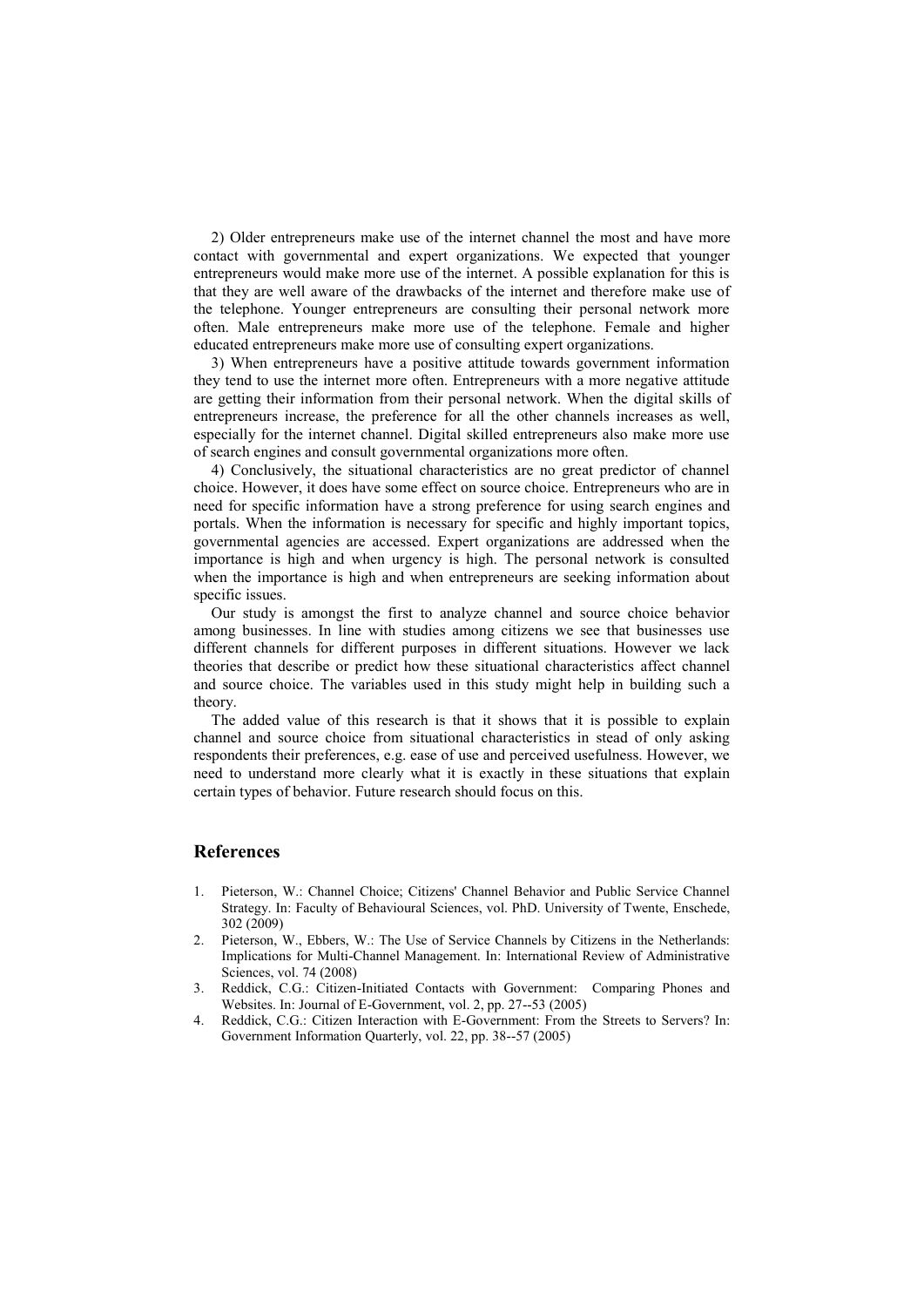2) Older entrepreneurs make use of the internet channel the most and have more contact with governmental and expert organizations. We expected that younger entrepreneurs would make more use of the internet. A possible explanation for this is that they are well aware of the drawbacks of the internet and therefore make use of the telephone. Younger entrepreneurs are consulting their personal network more often. Male entrepreneurs make more use of the telephone. Female and higher educated entrepreneurs make more use of consulting expert organizations.

3) When entrepreneurs have a positive attitude towards government information they tend to use the internet more often. Entrepreneurs with a more negative attitude are getting their information from their personal network. When the digital skills of entrepreneurs increase, the preference for all the other channels increases as well, especially for the internet channel. Digital skilled entrepreneurs also make more use of search engines and consult governmental organizations more often.

4) Conclusively, the situational characteristics are no great predictor of channel choice. However, it does have some effect on source choice. Entrepreneurs who are in need for specific information have a strong preference for using search engines and portals. When the information is necessary for specific and highly important topics, governmental agencies are accessed. Expert organizations are addressed when the importance is high and when urgency is high. The personal network is consulted when the importance is high and when entrepreneurs are seeking information about specific issues.

Our study is amongst the first to analyze channel and source choice behavior among businesses. In line with studies among citizens we see that businesses use different channels for different purposes in different situations. However we lack theories that describe or predict how these situational characteristics affect channel and source choice. The variables used in this study might help in building such a theory.

The added value of this research is that it shows that it is possible to explain channel and source choice from situational characteristics in stead of only asking respondents their preferences, e.g. ease of use and perceived usefulness. However, we need to understand more clearly what it is exactly in these situations that explain certain types of behavior. Future research should focus on this.

## References

1. Pieterson, W.: Channel Choice; Citizens' Channel Behavior and Public Service Channel Strategy. In: Faculty of Behavioural Sciences, vol. PhD. University of Twente, Enschede, 302 (2009)
2. Pieterson, W., Ebbers, W.: The Use of Service Channels by Citizens in the Netherlands: Implications for Multi-Channel Management. In: International Review of Administrative Sciences, vol. 74 (2008)
3. Reddick, C.G.: Citizen-Initiated Contacts with Government: Comparing Phones and Websites. In: Journal of E-Government, vol. 2, pp. 27--53 (2005)
4. Reddick, C.G.: Citizen Interaction with E-Government: From the Streets to Servers? In: Government Information Quarterly, vol. 22, pp. 38--57 (2005)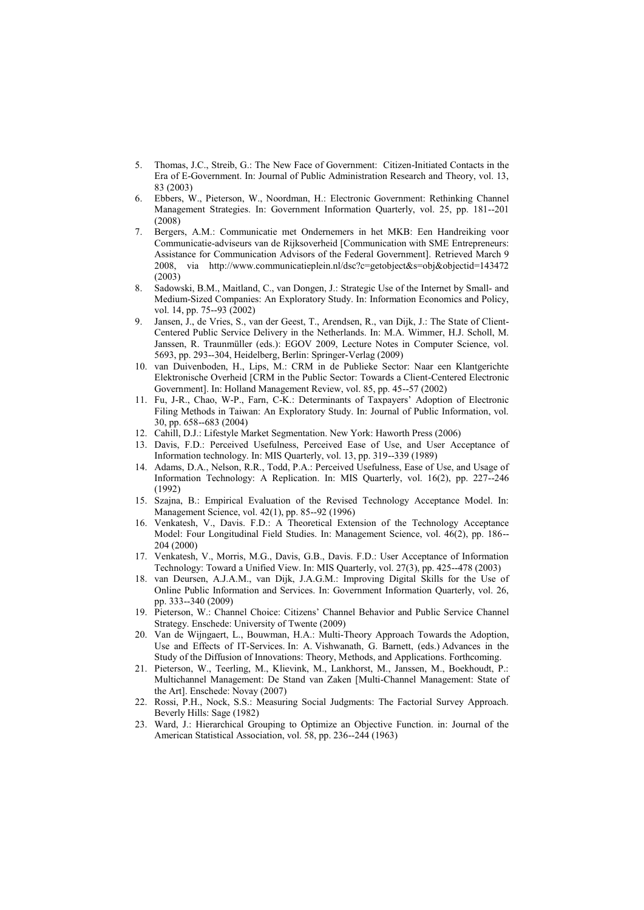5. Thomas, J.C., Streib, G.: The New Face of Government: Citizen-Initiated Contacts in the Era of E-Government. In: Journal of Public Administration Research and Theory, vol. 13, 83 (2003)
6. Ebbers, W., Pieterson, W., Noordman, H.: Electronic Government: Rethinking Channel Management Strategies. In: Government Information Quarterly, vol. 25, pp. 181--201 (2008)
7. Bergers, A.M.: Communicatie met Ondernemers in het MKB: Een Handreiking voor Communicatie-adviseurs van de Rijksoverheid [Communication with SME Entrepreneurs: Assistance for Communication Advisors of the Federal Government]. Retrieved March 9 2008, via http://www.communicatieplein.nl/dsc?c=getobject&s=obj&objectid=143472 (2003)
8. Sadowski, B.M., Maitland, C., van Dongen, J.: Strategic Use of the Internet by Small- and Medium-Sized Companies: An Exploratory Study. In: Information Economics and Policy, vol. 14, pp. 75--93 (2002)
9. Jansen, J., de Vries, S., van der Geest, T., Arendsen, R., van Dijk, J.: The State of Client-Centered Public Service Delivery in the Netherlands. In: M.A. Wimmer, H.J. Scholl, M. Janssen, R. Traunmüller (eds.): EGOV 2009, Lecture Notes in Computer Science, vol. 5693, pp. 293--304, Heidelberg, Berlin: Springer-Verlag (2009)
10. van Duivenboden, H., Lips, M.: CRM in de Publieke Sector: Naar een Klantgerichte Elektronische Overheid [CRM in the Public Sector: Towards a Client-Centered Electronic Government]. In: Holland Management Review, vol. 85, pp. 45--57 (2002)
11. Fu, J-R., Chao, W-P., Farn, C-K.: Determinants of Taxpayers' Adoption of Electronic Filing Methods in Taiwan: An Exploratory Study. In: Journal of Public Information, vol. 30, pp. 658--683 (2004)
12. Cahill, D.J.: Lifestyle Market Segmentation. New York: Haworth Press (2006)
13. Davis, F.D.: Perceived Usefulness, Perceived Ease of Use, and User Acceptance of Information technology. In: MIS Quarterly, vol. 13, pp. 319--339 (1989)
14. Adams, D.A., Nelson, R.R., Todd, P.A.: Perceived Usefulness, Ease of Use, and Usage of Information Technology: A Replication. In: MIS Quarterly, vol. 16(2), pp. 227--246 (1992)
15. Szajna, B.: Empirical Evaluation of the Revised Technology Acceptance Model. In: Management Science, vol. 42(1), pp. 85--92 (1996)
16. Venkatesh, V., Davis. F.D.: A Theoretical Extension of the Technology Acceptance Model: Four Longitudinal Field Studies. In: Management Science, vol. 46(2), pp. 186--204 (2000)
17. Venkatesh, V., Morris, M.G., Davis, G.B., Davis. F.D.: User Acceptance of Information Technology: Toward a Unified View. In: MIS Quarterly, vol. 27(3), pp. 425--478 (2003)
18. van Deursen, A.J.A.M., van Dijk, J.A.G.M.: Improving Digital Skills for the Use of Online Public Information and Services. In: Government Information Quarterly, vol. 26, pp. 333--340 (2009)
19. Pieterson, W.: Channel Choice: Citizens' Channel Behavior and Public Service Channel Strategy. Enschede: University of Twente (2009)
20. Van de Wijngaert, L., Bouwman, H.A.: Multi-Theory Approach Towards the Adoption, Use and Effects of IT-Services. In: A. Vishwanath, G. Barnett, (eds.) Advances in the Study of the Diffusion of Innovations: Theory, Methods, and Applications. Forthcoming.
21. Pieterson, W., Teerling, M., Klievink, M., Lankhorst, M., Janssen, M., Boekhoudt, P.: Multichannel Management: De Stand van Zaken [Multi-Channel Management: State of the Art]. Enschede: Novay (2007)
22. Rossi, P.H., Nock, S.S.: Measuring Social Judgments: The Factorial Survey Approach. Beverly Hills: Sage (1982)
23. Ward, J.: Hierarchical Grouping to Optimize an Objective Function. in: Journal of the American Statistical Association, vol. 58, pp. 236--244 (1963)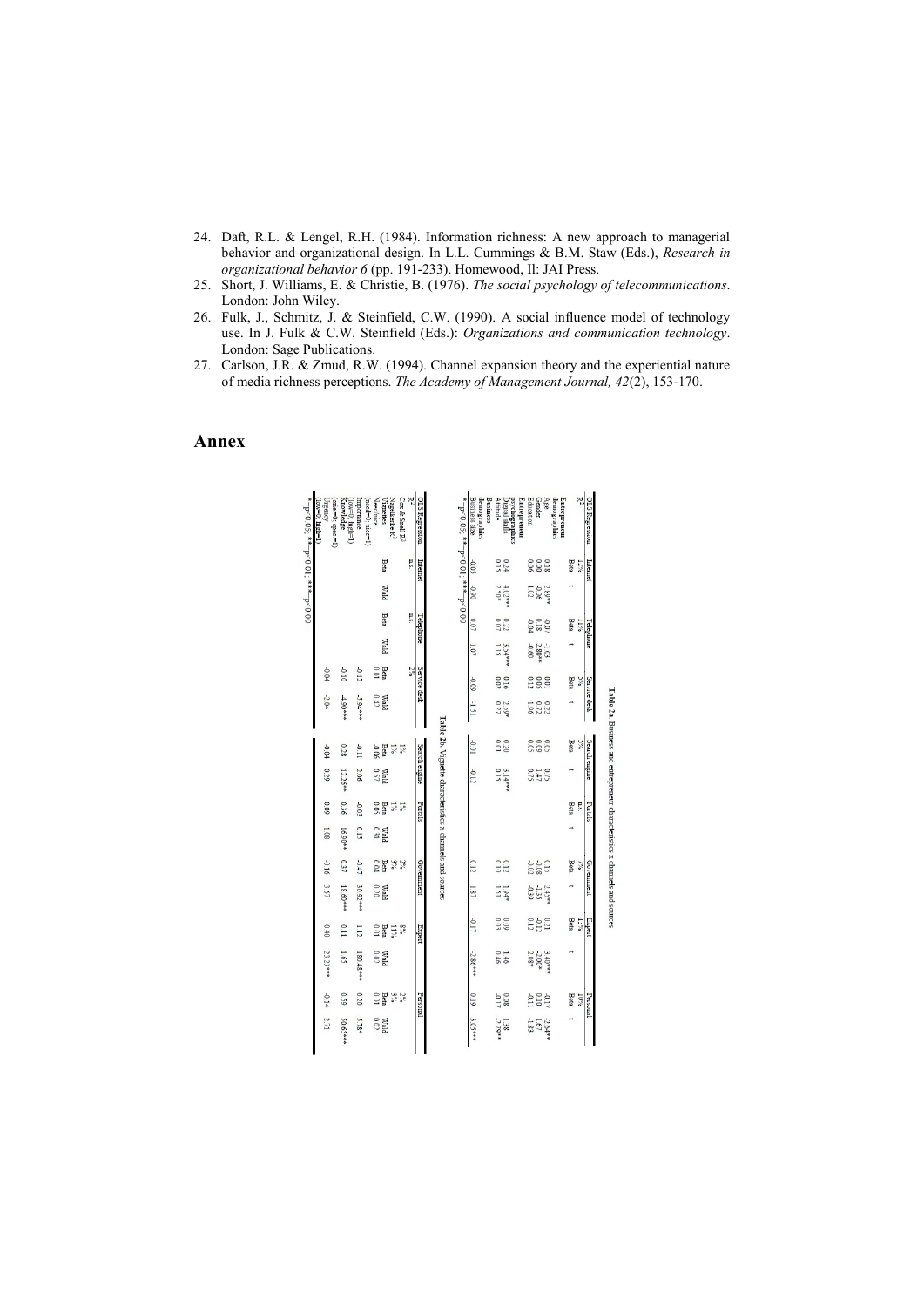24. Daft, R.L. & Lengel, R.H. (1984). Information richness: A new approach to managerial behavior and organizational design. In L.L. Cummings & B.M. Staw (Eds.), *Research in organizational behavior 6* (pp. 191-233). Homewood, Il: JAI Press.
25. Short, J. Williams, E. & Christie, B. (1976). *The social psychology of telecommunications*. London: John Wiley.
26. Fulk, J., Schmitz, J. & Steinfield, C.W. (1990). A social influence model of technology use. In J. Fulk & C.W. Steinfield (Eds.): *Organizations and communication technology*. London: Sage Publications.
27. Carlson, J.R. & Zmud, R.W. (1994). Channel expansion theory and the experiential nature of media richness perceptions. *The Academy of Management Journal, 42*(2), 153-170.

## Annex

**Table 2a.** Business and entrepreneur characteristics x channels and sources

| OLS Regression | Internet | | Telephone | | Service desk | | Search engine | | Portals | | Government | | Expert | | Personal | |
|---|---|---|---|---|---|---|---|---|---|---|---|---|---|---|---|---|
| $R^2$ | 12% | | 11% | | 5% | | 5% | | n.s. | | 7% | | 13% | | 10% | |
| | Beta | t | Beta | t | Beta | t | Beta | t | Beta | t | Beta | t | Beta | t | Beta | t |
| **Entrepreneur demographics** | | | | | | | | | | | | | | | | |
| Age | 0.18 | 2.89** | -0.07 | -1.03 | 0.01 | 0.22 | 0.05 | 0.75 | | | 0.15 | 2.45** | 0.21 | 3.40*** | -0.17 | -2.64** |
| Gender | 0.00 | -2.06 | 0.18 | 2.80** | 0.05 | 0.72 | 0.09 | 1.47 | | | -0.08 | -1.35 | -0.12 | -2.00* | 0.10 | 1.67 |
| Education | 0.06 | 1.02 | -0.04 | -0.60 | 0.12 | 1.96 | 0.05 | 0.75 | | | -0.02 | -0.39 | 0.12 | 2.08* | -0.11 | -1.83 |
| **Entrepreneur psychographics** | | | | | | | | | | | | | | | | |
| Digital skills | 0.24 | 4.02*** | 0.22 | 3.54*** | 0.16 | 2.59* | 0.20 | 3.14*** | | | 0.12 | 1.94* | 0.09 | 1.46 | 0.08 | 1.38 |
| Attitude | 0.15 | 2.50* | 0.07 | 1.15 | 0.02 | 0.27 | 0.01 | 0.15 | | | 0.10 | 1.51 | 0.03 | 0.46 | -0.17 | -2.79** |
| **Business demographics** | | | | | | | | | | | | | | | | |
| Business size | -0.05 | -0.90 | 0.07 | 1.07 | -0.09 | -1.51 | -0.01 | -0.12 | | | 0.12 | 1.87 | -0.17 | -2.84*** | 0.19 | 3.05*** |

*=p<0.05; **=p<0.01; ***=p<0.00

**Table 2b.** Vignette characteristics x channels and sources

| OLS Regression | Internet | | Telephone | | Service desk | | Search engine | | Portals | | Government | | Expert | | Personal | |
|---|---|---|---|---|---|---|---|---|---|---|---|---|---|---|---|---|
| $R^2$ | n.s. | | n.s. | | 2% | | | | | | | | | | | |
| Cox & Snell $R^2$ | | | | | | | 1% | | 1% | | 2% | | 8% | | 2% | |
| Nagelkerke $R^2$ | | | | | | | 1% | | 1% | | 3% | | 11% | | 3% | |
| Vignettes | Beta | Wald | Beta | Wald | Beta | Wald | Beta | Wald | Beta | Wald | Beta | Wald | Beta | Wald | Beta | Wald |
| Need/aim (need=0; aim=1) | | | | | 0.01 | 0.42 | -0.06 | 0.57 | 0.05 | 0.31 | 0.04 | 0.20 | 0.01 | 0.02 | 0.01 | 0.02 |
| Importance (low=0; high=1) | | | | | -0.12 | -5.94*** | -0.11 | 2.06 | -0.03 | 0.15 | -0.47 | 10.92*** | 1.12 | 180.48*** | 0.20 | 5.78* |
| Knowledge (gen=0; spec=1) | | | | | -0.10 | -4.90*** | 0.28 | 12.26** | 0.36 | 16.90** | 0.37 | 18.60*** | 0.11 | 1.65 | 0.59 | 50.65*** |
| Urgency (low=0; high=1) | | | | | -0.04 | -2.04 | -0.04 | 0.29 | 0.09 | 1.08 | -0.16 | 3.07 | 0.40 | 29.23*** | -0.14 | 2.71 |

*=p<0.05; **=p<0.01; ***=p<0.00